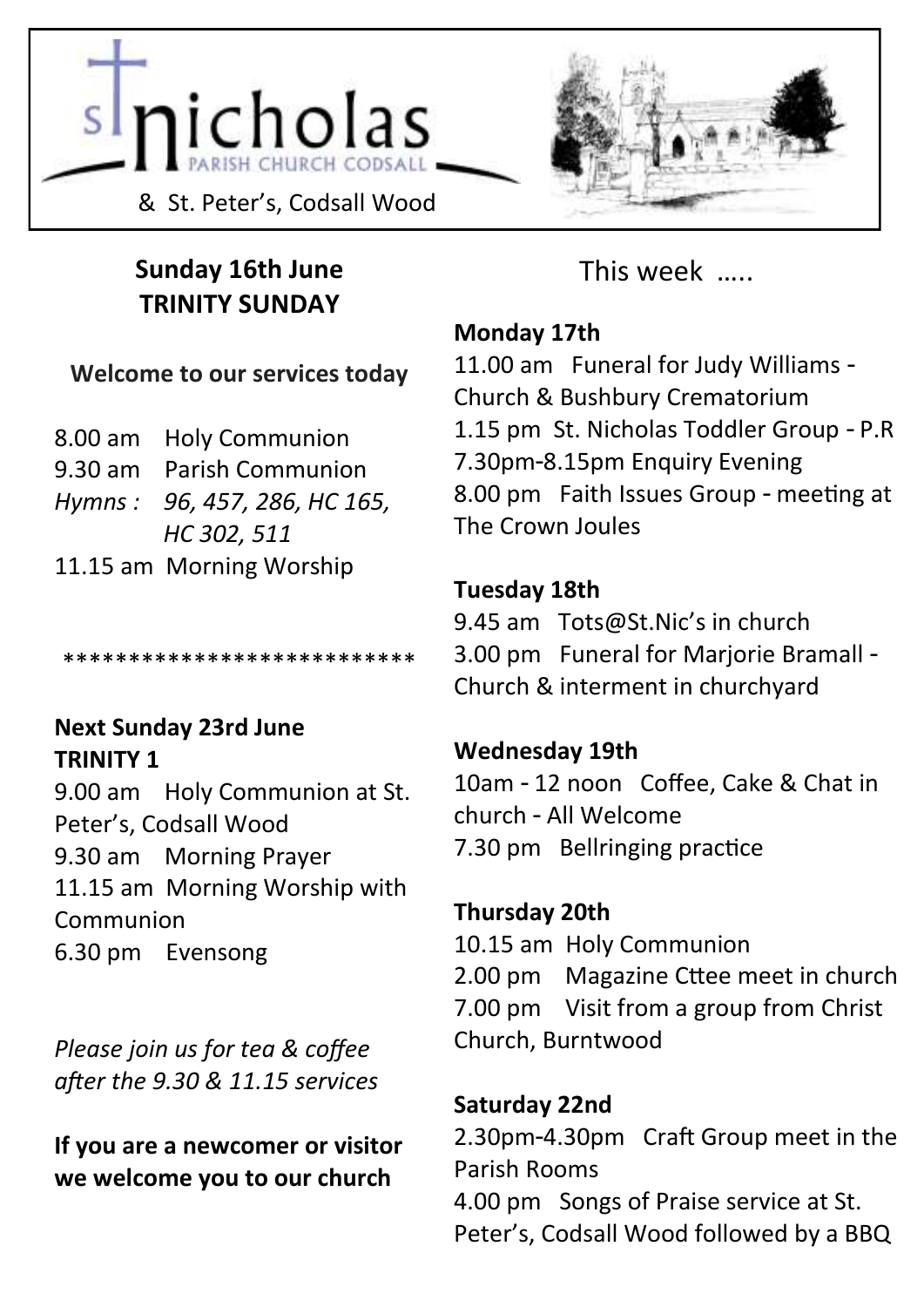# St Nicholas
PARISH CHURCH CODSALL

& St. Peter's, Codsall Wood

## Sunday 16th June
## TRINITY SUNDAY

**Welcome to our services today**

8.00 am Holy Communion
9.30 am Parish Communion
*Hymns : 96, 457, 286, HC 165, HC 302, 511*
11.15 am Morning Worship

***************************

**Next Sunday 23rd June**
**TRINITY 1**

9.00 am Holy Communion at St. Peter's, Codsall Wood
9.30 am Morning Prayer
11.15 am Morning Worship with Communion
6.30 pm Evensong

*Please join us for tea & coffee after the 9.30 & 11.15 services*

**If you are a newcomer or visitor we welcome you to our church**

## This week …..

**Monday 17th**

11.00 am Funeral for Judy Williams - Church & Bushbury Crematorium
1.15 pm St. Nicholas Toddler Group - P.R
7.30pm-8.15pm Enquiry Evening
8.00 pm Faith Issues Group - meeting at The Crown Joules

**Tuesday 18th**

9.45 am Tots@St.Nic's in church
3.00 pm Funeral for Marjorie Bramall - Church & interment in churchyard

**Wednesday 19th**

10am - 12 noon Coffee, Cake & Chat in church - All Welcome
7.30 pm Bellringing practice

**Thursday 20th**

10.15 am Holy Communion
2.00 pm Magazine Cttee meet in church
7.00 pm Visit from a group from Christ Church, Burntwood

**Saturday 22nd**

2.30pm-4.30pm Craft Group meet in the Parish Rooms
4.00 pm Songs of Praise service at St. Peter's, Codsall Wood followed by a BBQ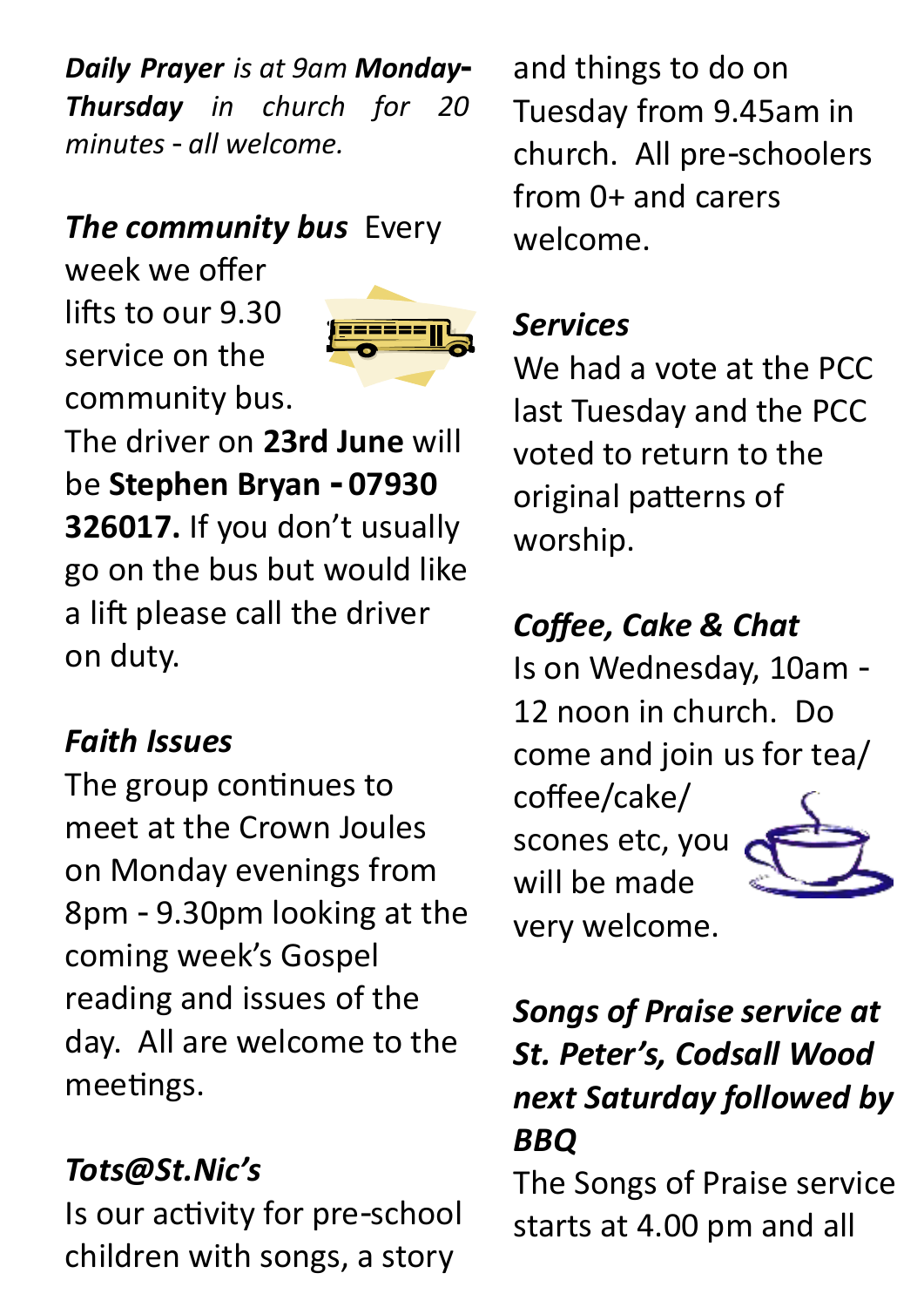***Daily Prayer*** *is at 9am* ***Monday-Thursday*** *in church for 20 minutes - all welcome.*

***The community bus*** Every week we offer lifts to our 9.30 service on the community bus. The driver on **23rd June** will be **Stephen Bryan - 07930 326017.** If you don't usually go on the bus but would like a lift please call the driver on duty.

***Faith Issues***

The group continues to meet at the Crown Joules on Monday evenings from 8pm - 9.30pm looking at the coming week's Gospel reading and issues of the day. All are welcome to the meetings.

***Tots@St.Nic's***

Is our activity for pre-school children with songs, a story and things to do on Tuesday from 9.45am in church. All pre-schoolers from 0+ and carers welcome.

***Services***

We had a vote at the PCC last Tuesday and the PCC voted to return to the original patterns of worship.

***Coffee, Cake & Chat***

Is on Wednesday, 10am - 12 noon in church. Do come and join us for tea/coffee/cake/scones etc, you will be made very welcome.

***Songs of Praise service at St. Peter's, Codsall Wood next Saturday followed by BBQ***

The Songs of Praise service starts at 4.00 pm and all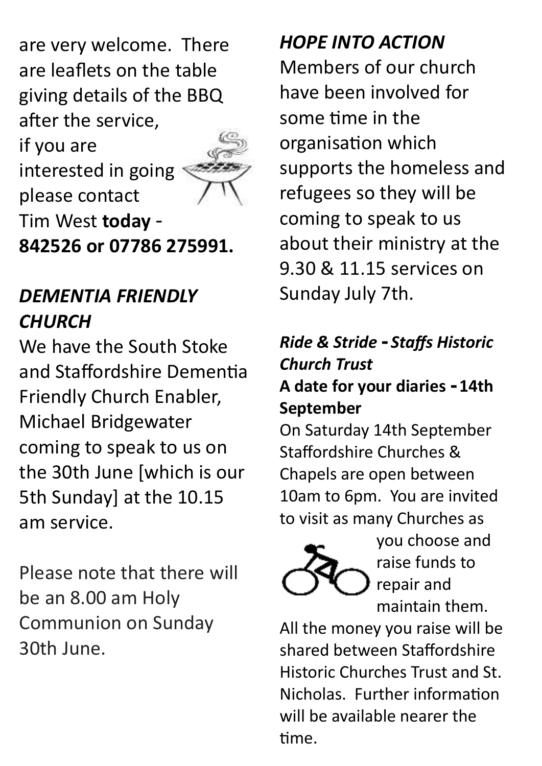are very welcome. There are leaflets on the table giving details of the BBQ after the service, if you are interested in going please contact Tim West **today** - **842526 or 07786 275991.**

### *DEMENTIA FRIENDLY CHURCH*

We have the South Stoke and Staffordshire Dementia Friendly Church Enabler, Michael Bridgewater coming to speak to us on the 30th June [which is our 5th Sunday] at the 10.15 am service.

Please note that there will be an 8.00 am Holy Communion on Sunday 30th June.

### *HOPE INTO ACTION*

Members of our church have been involved for some time in the organisation which supports the homeless and refugees so they will be coming to speak to us about their ministry at the 9.30 & 11.15 services on Sunday July 7th.

### *Ride & Stride* - *Staffs Historic Church Trust*

**A date for your diaries - 14th September**

On Saturday 14th September Staffordshire Churches & Chapels are open between 10am to 6pm. You are invited to visit as many Churches as you choose and raise funds to repair and maintain them.

All the money you raise will be shared between Staffordshire Historic Churches Trust and St. Nicholas. Further information will be available nearer the time.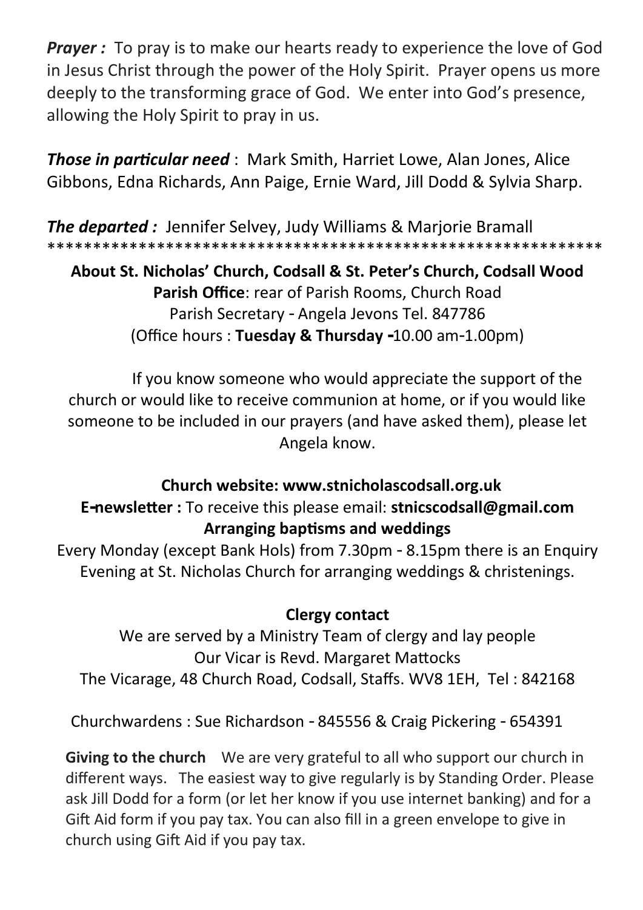***Prayer :*** To pray is to make our hearts ready to experience the love of God in Jesus Christ through the power of the Holy Spirit. Prayer opens us more deeply to the transforming grace of God. We enter into God's presence, allowing the Holy Spirit to pray in us.

***Those in particular need*** : Mark Smith, Harriet Lowe, Alan Jones, Alice Gibbons, Edna Richards, Ann Paige, Ernie Ward, Jill Dodd & Sylvia Sharp.

***The departed :*** Jennifer Selvey, Judy Williams & Marjorie Bramall

************************************************************

**About St. Nicholas' Church, Codsall & St. Peter's Church, Codsall Wood**

**Parish Office**: rear of Parish Rooms, Church Road

Parish Secretary - Angela Jevons Tel. 847786

(Office hours : **Tuesday & Thursday -**10.00 am-1.00pm)

If you know someone who would appreciate the support of the church or would like to receive communion at home, or if you would like someone to be included in our prayers (and have asked them), please let Angela know.

**Church website: www.stnicholascodsall.org.uk**

**E-newsletter :** To receive this please email: **stnicscodsall@gmail.com**

**Arranging baptisms and weddings**

Every Monday (except Bank Hols) from 7.30pm - 8.15pm there is an Enquiry Evening at St. Nicholas Church for arranging weddings & christenings.

**Clergy contact**

We are served by a Ministry Team of clergy and lay people

Our Vicar is Revd. Margaret Mattocks

The Vicarage, 48 Church Road, Codsall, Staffs. WV8 1EH, Tel : 842168

Churchwardens : Sue Richardson - 845556 & Craig Pickering - 654391

**Giving to the church** We are very grateful to all who support our church in different ways. The easiest way to give regularly is by Standing Order. Please ask Jill Dodd for a form (or let her know if you use internet banking) and for a Gift Aid form if you pay tax. You can also fill in a green envelope to give in church using Gift Aid if you pay tax.